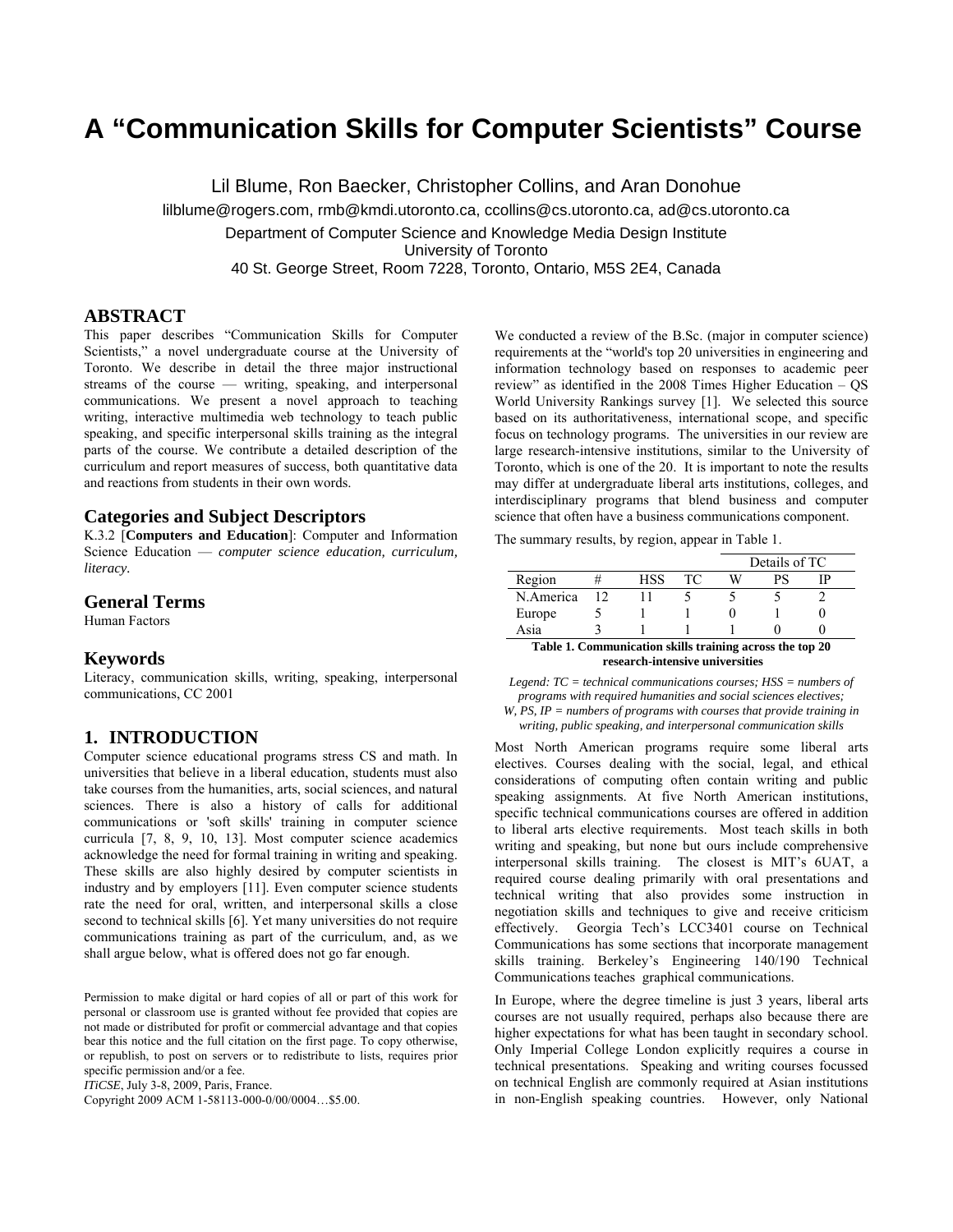# A "Communication Skills for Computer Scientists" Course

Lil Blume, Ron Baecker, Christopher Collins, and Aran Donohue

lilblume@rogers.com, rmb@kmdi.utoronto.ca, ccollins@cs.utoronto.ca, ad@cs.utoronto.ca

Department of Computer Science and Knowledge Media Design Institute
University of Toronto
40 St. George Street, Room 7228, Toronto, Ontario, M5S 2E4, Canada

## ABSTRACT

This paper describes "Communication Skills for Computer Scientists," a novel undergraduate course at the University of Toronto. We describe in detail the three major instructional streams of the course — writing, speaking, and interpersonal communications. We present a novel approach to teaching writing, interactive multimedia web technology to teach public speaking, and specific interpersonal skills training as the integral parts of the course. We contribute a detailed description of the curriculum and report measures of success, both quantitative data and reactions from students in their own words.

## Categories and Subject Descriptors

K.3.2 [**Computers and Education**]: Computer and Information Science Education — *computer science education, curriculum, literacy.*

## General Terms

Human Factors

## Keywords

Literacy, communication skills, writing, speaking, interpersonal communications, CC 2001

## 1. INTRODUCTION

Computer science educational programs stress CS and math. In universities that believe in a liberal education, students must also take courses from the humanities, arts, social sciences, and natural sciences. There is also a history of calls for additional communications or 'soft skills' training in computer science curricula [7, 8, 9, 10, 13]. Most computer science academics acknowledge the need for formal training in writing and speaking. These skills are also highly desired by computer scientists in industry and by employers [11]. Even computer science students rate the need for oral, written, and interpersonal skills a close second to technical skills [6]. Yet many universities do not require communications training as part of the curriculum, and, as we shall argue below, what is offered does not go far enough.

Permission to make digital or hard copies of all or part of this work for personal or classroom use is granted without fee provided that copies are not made or distributed for profit or commercial advantage and that copies bear this notice and the full citation on the first page. To copy otherwise, or republish, to post on servers or to redistribute to lists, requires prior specific permission and/or a fee.
*ITiCSE*, July 3-8, 2009, Paris, France.
Copyright 2009 ACM 1-58113-000-0/00/0004…$5.00.

We conducted a review of the B.Sc. (major in computer science) requirements at the "world's top 20 universities in engineering and information technology based on responses to academic peer review" as identified in the 2008 Times Higher Education – QS World University Rankings survey [1]. We selected this source based on its authoritativeness, international scope, and specific focus on technology programs. The universities in our review are large research-intensive institutions, similar to the University of Toronto, which is one of the 20. It is important to note the results may differ at undergraduate liberal arts institutions, colleges, and interdisciplinary programs that blend business and computer science that often have a business communications component.

The summary results, by region, appear in Table 1.

| | | | | Details of TC | | |
|---|---|---|---|---|---|---|
| Region | # | HSS | TC | W | PS | IP |
| N.America | 12 | 11 | 5 | 5 | 5 | 2 |
| Europe | 5 | 1 | 1 | 0 | 1 | 0 |
| Asia | 3 | 1 | 1 | 1 | 0 | 0 |

**Table 1. Communication skills training across the top 20 research-intensive universities**

*Legend: TC = technical communications courses; HSS = numbers of programs with required humanities and social sciences electives; W, PS, IP = numbers of programs with courses that provide training in writing, public speaking, and interpersonal communication skills*

Most North American programs require some liberal arts electives. Courses dealing with the social, legal, and ethical considerations of computing often contain writing and public speaking assignments. At five North American institutions, specific technical communications courses are offered in addition to liberal arts elective requirements. Most teach skills in both writing and speaking, but none but ours include comprehensive interpersonal skills training. The closest is MIT's 6UAT, a required course dealing primarily with oral presentations and technical writing that also provides some instruction in negotiation skills and techniques to give and receive criticism effectively. Georgia Tech's LCC3401 course on Technical Communications has some sections that incorporate management skills training. Berkeley's Engineering 140/190 Technical Communications teaches graphical communications.

In Europe, where the degree timeline is just 3 years, liberal arts courses are not usually required, perhaps also because there are higher expectations for what has been taught in secondary school. Only Imperial College London explicitly requires a course in technical presentations. Speaking and writing courses focussed on technical English are commonly required at Asian institutions in non-English speaking countries. However, only National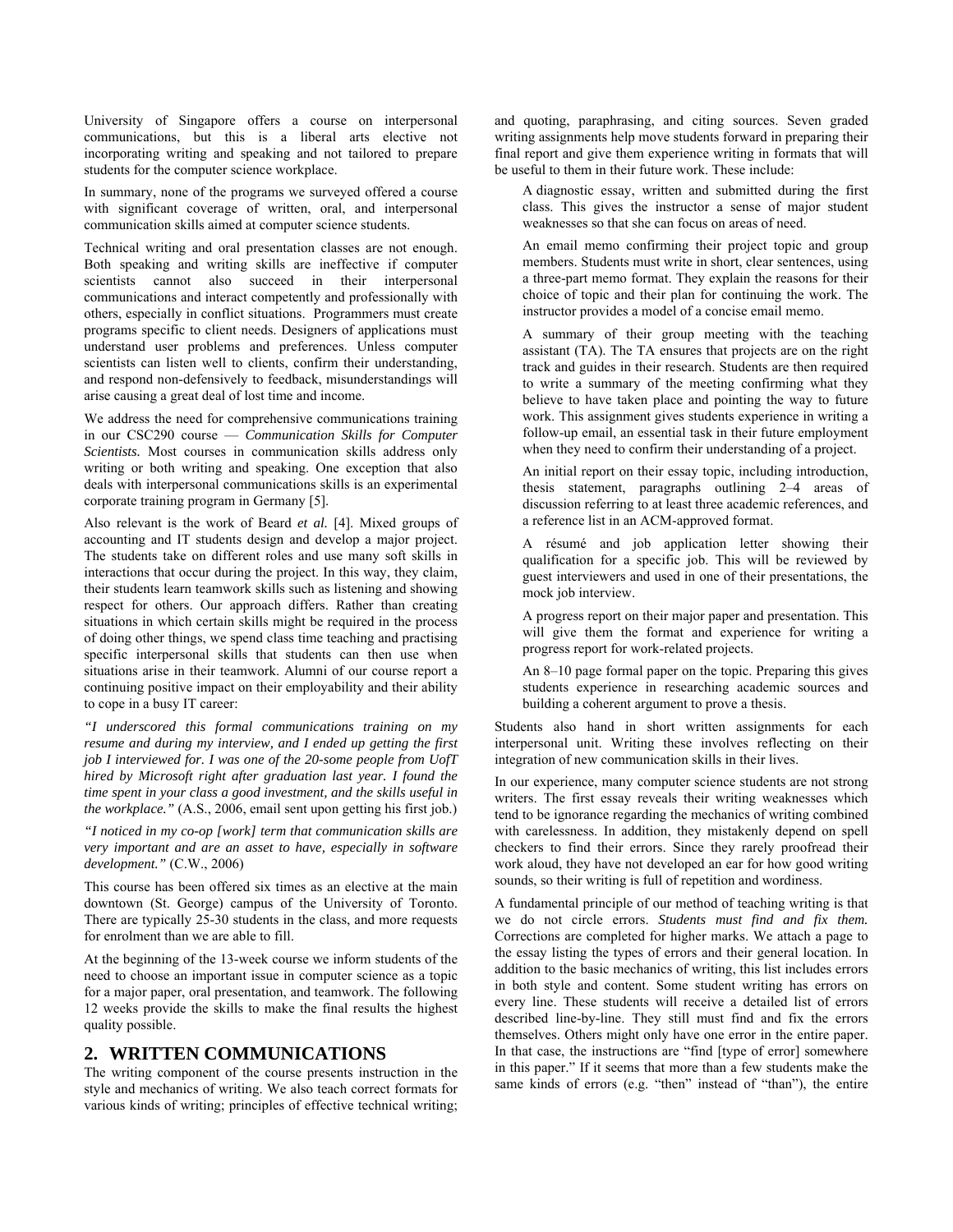University of Singapore offers a course on interpersonal communications, but this is a liberal arts elective not incorporating writing and speaking and not tailored to prepare students for the computer science workplace.

In summary, none of the programs we surveyed offered a course with significant coverage of written, oral, and interpersonal communication skills aimed at computer science students.

Technical writing and oral presentation classes are not enough. Both speaking and writing skills are ineffective if computer scientists cannot also succeed in their interpersonal communications and interact competently and professionally with others, especially in conflict situations. Programmers must create programs specific to client needs. Designers of applications must understand user problems and preferences. Unless computer scientists can listen well to clients, confirm their understanding, and respond non-defensively to feedback, misunderstandings will arise causing a great deal of lost time and income.

We address the need for comprehensive communications training in our CSC290 course — *Communication Skills for Computer Scientists.* Most courses in communication skills address only writing or both writing and speaking. One exception that also deals with interpersonal communications skills is an experimental corporate training program in Germany [5].

Also relevant is the work of Beard *et al.* [4]. Mixed groups of accounting and IT students design and develop a major project. The students take on different roles and use many soft skills in interactions that occur during the project. In this way, they claim, their students learn teamwork skills such as listening and showing respect for others. Our approach differs. Rather than creating situations in which certain skills might be required in the process of doing other things, we spend class time teaching and practising specific interpersonal skills that students can then use when situations arise in their teamwork. Alumni of our course report a continuing positive impact on their employability and their ability to cope in a busy IT career:

*"I underscored this formal communications training on my resume and during my interview, and I ended up getting the first job I interviewed for. I was one of the 20-some people from UofT hired by Microsoft right after graduation last year. I found the time spent in your class a good investment, and the skills useful in the workplace."* (A.S., 2006, email sent upon getting his first job.)

*"I noticed in my co-op [work] term that communication skills are very important and are an asset to have, especially in software development."* (C.W., 2006)

This course has been offered six times as an elective at the main downtown (St. George) campus of the University of Toronto. There are typically 25-30 students in the class, and more requests for enrolment than we are able to fill.

At the beginning of the 13-week course we inform students of the need to choose an important issue in computer science as a topic for a major paper, oral presentation, and teamwork. The following 12 weeks provide the skills to make the final results the highest quality possible.

## 2. WRITTEN COMMUNICATIONS

The writing component of the course presents instruction in the style and mechanics of writing. We also teach correct formats for various kinds of writing; principles of effective technical writing; and quoting, paraphrasing, and citing sources. Seven graded writing assignments help move students forward in preparing their final report and give them experience writing in formats that will be useful to them in their future work. These include:

> A diagnostic essay, written and submitted during the first class. This gives the instructor a sense of major student weaknesses so that she can focus on areas of need.
>
> An email memo confirming their project topic and group members. Students must write in short, clear sentences, using a three-part memo format. They explain the reasons for their choice of topic and their plan for continuing the work. The instructor provides a model of a concise email memo.
>
> A summary of their group meeting with the teaching assistant (TA). The TA ensures that projects are on the right track and guides in their research. Students are then required to write a summary of the meeting confirming what they believe to have taken place and pointing the way to future work. This assignment gives students experience in writing a follow-up email, an essential task in their future employment when they need to confirm their understanding of a project.
>
> An initial report on their essay topic, including introduction, thesis statement, paragraphs outlining 2–4 areas of discussion referring to at least three academic references, and a reference list in an ACM-approved format.
>
> A résumé and job application letter showing their qualification for a specific job. This will be reviewed by guest interviewers and used in one of their presentations, the mock job interview.
>
> A progress report on their major paper and presentation. This will give them the format and experience for writing a progress report for work-related projects.
>
> An 8–10 page formal paper on the topic. Preparing this gives students experience in researching academic sources and building a coherent argument to prove a thesis.

Students also hand in short written assignments for each interpersonal unit. Writing these involves reflecting on their integration of new communication skills in their lives.

In our experience, many computer science students are not strong writers. The first essay reveals their writing weaknesses which tend to be ignorance regarding the mechanics of writing combined with carelessness. In addition, they mistakenly depend on spell checkers to find their errors. Since they rarely proofread their work aloud, they have not developed an ear for how good writing sounds, so their writing is full of repetition and wordiness.

A fundamental principle of our method of teaching writing is that we do not circle errors. *Students must find and fix them.* Corrections are completed for higher marks. We attach a page to the essay listing the types of errors and their general location. In addition to the basic mechanics of writing, this list includes errors in both style and content. Some student writing has errors on every line. These students will receive a detailed list of errors described line-by-line. They still must find and fix the errors themselves. Others might only have one error in the entire paper. In that case, the instructions are "find [type of error] somewhere in this paper." If it seems that more than a few students make the same kinds of errors (e.g. "then" instead of "than"), the entire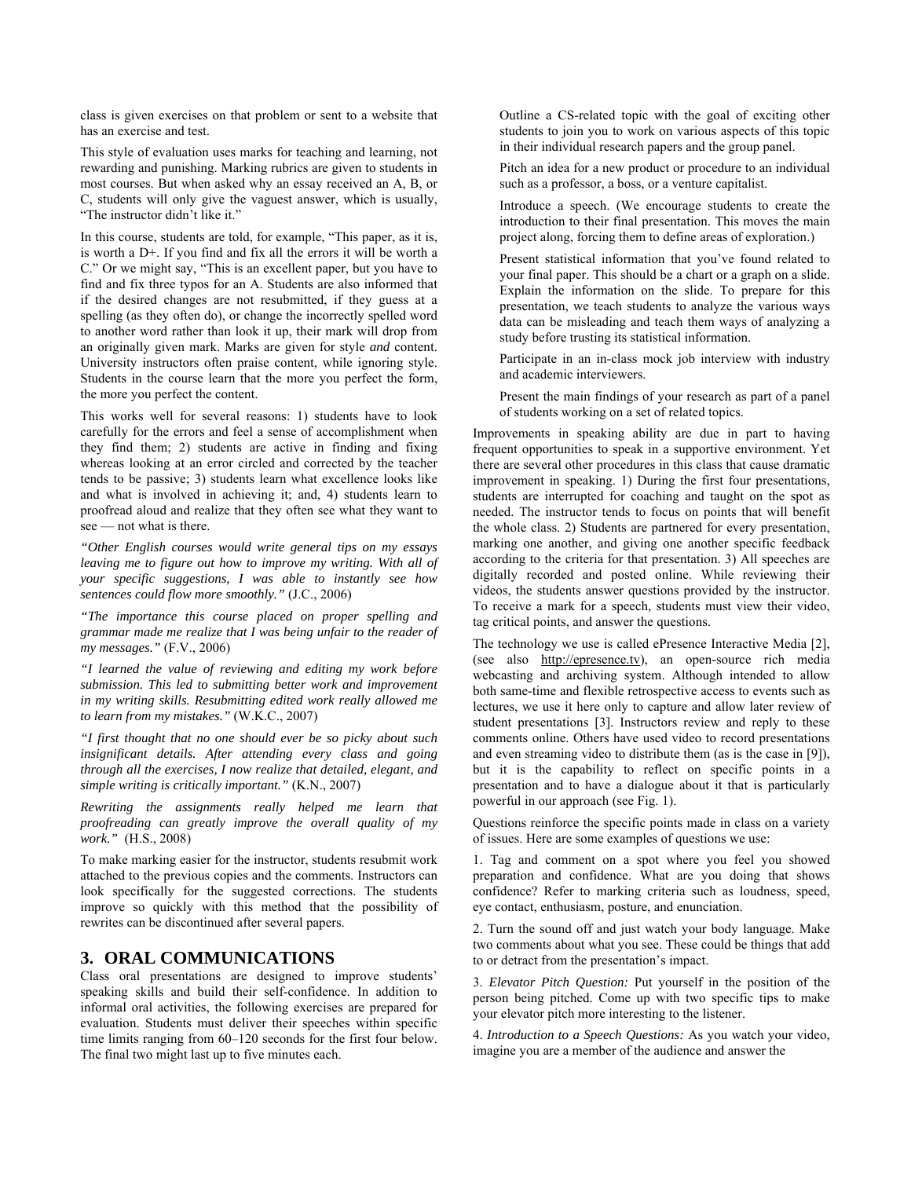class is given exercises on that problem or sent to a website that has an exercise and test.

This style of evaluation uses marks for teaching and learning, not rewarding and punishing. Marking rubrics are given to students in most courses. But when asked why an essay received an A, B, or C, students will only give the vaguest answer, which is usually, "The instructor didn't like it."

In this course, students are told, for example, "This paper, as it is, is worth a D+. If you find and fix all the errors it will be worth a C." Or we might say, "This is an excellent paper, but you have to find and fix three typos for an A. Students are also informed that if the desired changes are not resubmitted, if they guess at a spelling (as they often do), or change the incorrectly spelled word to another word rather than look it up, their mark will drop from an originally given mark. Marks are given for style *and* content. University instructors often praise content, while ignoring style. Students in the course learn that the more you perfect the form, the more you perfect the content.

This works well for several reasons: 1) students have to look carefully for the errors and feel a sense of accomplishment when they find them; 2) students are active in finding and fixing whereas looking at an error circled and corrected by the teacher tends to be passive; 3) students learn what excellence looks like and what is involved in achieving it; and, 4) students learn to proofread aloud and realize that they often see what they want to see — not what is there.

*"Other English courses would write general tips on my essays leaving me to figure out how to improve my writing. With all of your specific suggestions, I was able to instantly see how sentences could flow more smoothly."* (J.C., 2006)

*"The importance this course placed on proper spelling and grammar made me realize that I was being unfair to the reader of my messages."* (F.V., 2006)

*"I learned the value of reviewing and editing my work before submission. This led to submitting better work and improvement in my writing skills. Resubmitting edited work really allowed me to learn from my mistakes."* (W.K.C., 2007)

*"I first thought that no one should ever be so picky about such insignificant details. After attending every class and going through all the exercises, I now realize that detailed, elegant, and simple writing is critically important."* (K.N., 2007)

*Rewriting the assignments really helped me learn that proofreading can greatly improve the overall quality of my work."* (H.S., 2008)

To make marking easier for the instructor, students resubmit work attached to the previous copies and the comments. Instructors can look specifically for the suggested corrections. The students improve so quickly with this method that the possibility of rewrites can be discontinued after several papers.

## 3. ORAL COMMUNICATIONS

Class oral presentations are designed to improve students' speaking skills and build their self-confidence. In addition to informal oral activities, the following exercises are prepared for evaluation. Students must deliver their speeches within specific time limits ranging from 60–120 seconds for the first four below. The final two might last up to five minutes each.

> Outline a CS-related topic with the goal of exciting other students to join you to work on various aspects of this topic in their individual research papers and the group panel.
>
> Pitch an idea for a new product or procedure to an individual such as a professor, a boss, or a venture capitalist.
>
> Introduce a speech. (We encourage students to create the introduction to their final presentation. This moves the main project along, forcing them to define areas of exploration.)
>
> Present statistical information that you've found related to your final paper. This should be a chart or a graph on a slide. Explain the information on the slide. To prepare for this presentation, we teach students to analyze the various ways data can be misleading and teach them ways of analyzing a study before trusting its statistical information.
>
> Participate in an in-class mock job interview with industry and academic interviewers.
>
> Present the main findings of your research as part of a panel of students working on a set of related topics.

Improvements in speaking ability are due in part to having frequent opportunities to speak in a supportive environment. Yet there are several other procedures in this class that cause dramatic improvement in speaking. 1) During the first four presentations, students are interrupted for coaching and taught on the spot as needed. The instructor tends to focus on points that will benefit the whole class. 2) Students are partnered for every presentation, marking one another, and giving one another specific feedback according to the criteria for that presentation. 3) All speeches are digitally recorded and posted online. While reviewing their videos, the students answer questions provided by the instructor. To receive a mark for a speech, students must view their video, tag critical points, and answer the questions.

The technology we use is called ePresence Interactive Media [2], (see also http://epresence.tv), an open-source rich media webcasting and archiving system. Although intended to allow both same-time and flexible retrospective access to events such as lectures, we use it here only to capture and allow later review of student presentations [3]. Instructors review and reply to these comments online. Others have used video to record presentations and even streaming video to distribute them (as is the case in [9]), but it is the capability to reflect on specific points in a presentation and to have a dialogue about it that is particularly powerful in our approach (see Fig. 1).

Questions reinforce the specific points made in class on a variety of issues. Here are some examples of questions we use:

1. Tag and comment on a spot where you feel you showed preparation and confidence. What are you doing that shows confidence? Refer to marking criteria such as loudness, speed, eye contact, enthusiasm, posture, and enunciation.

2. Turn the sound off and just watch your body language. Make two comments about what you see. These could be things that add to or detract from the presentation's impact.

3. *Elevator Pitch Question:* Put yourself in the position of the person being pitched. Come up with two specific tips to make your elevator pitch more interesting to the listener.

4. *Introduction to a Speech Questions:* As you watch your video, imagine you are a member of the audience and answer the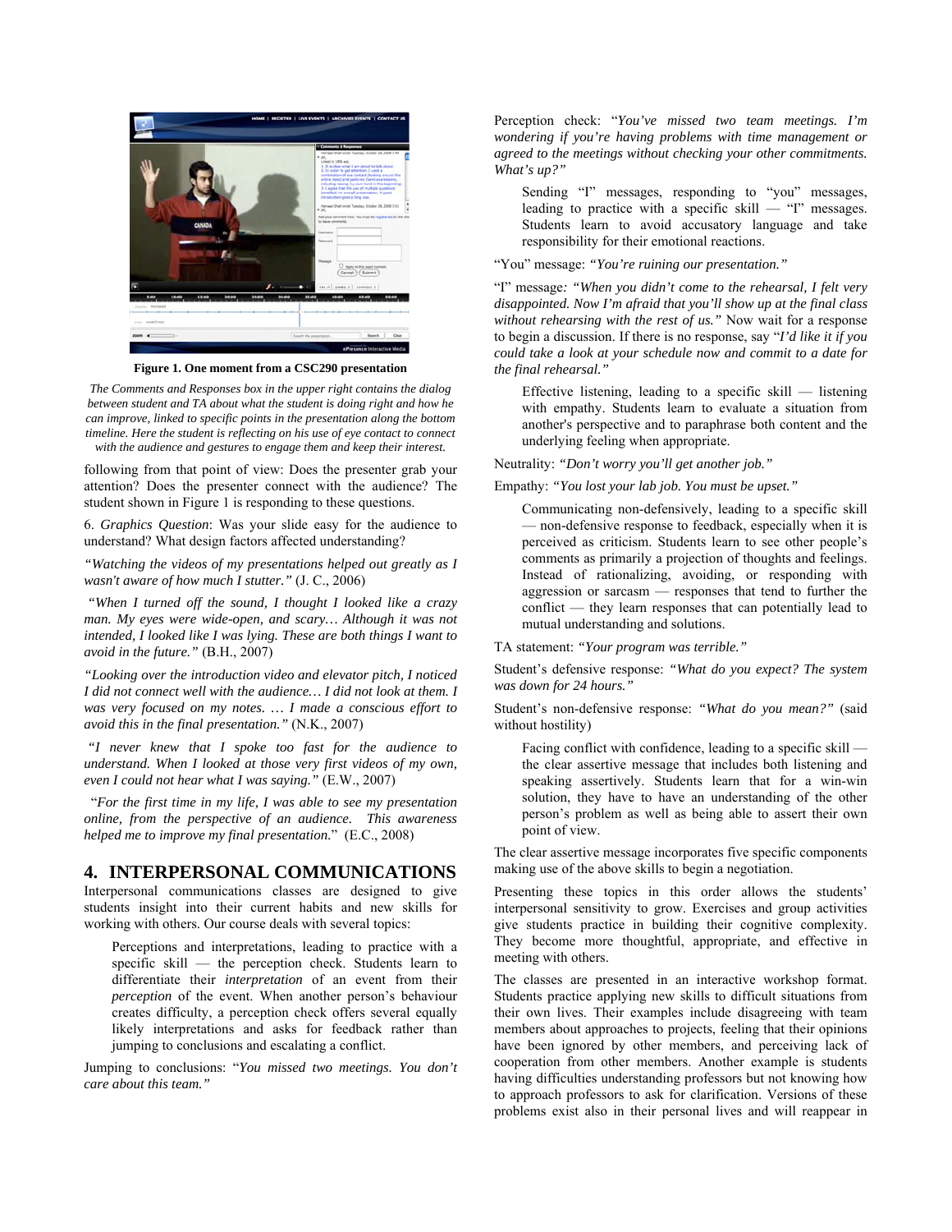**Figure 1. One moment from a CSC290 presentation**

*The Comments and Responses box in the upper right contains the dialog between student and TA about what the student is doing right and how he can improve, linked to specific points in the presentation along the bottom timeline. Here the student is reflecting on his use of eye contact to connect with the audience and gestures to engage them and keep their interest.*

following from that point of view: Does the presenter grab your attention? Does the presenter connect with the audience? The student shown in Figure 1 is responding to these questions.

6. *Graphics Question*: Was your slide easy for the audience to understand? What design factors affected understanding?

*"Watching the videos of my presentations helped out greatly as I wasn't aware of how much I stutter."* (J. C., 2006)

*"When I turned off the sound, I thought I looked like a crazy man. My eyes were wide-open, and scary… Although it was not intended, I looked like I was lying. These are both things I want to avoid in the future."* (B.H., 2007)

*"Looking over the introduction video and elevator pitch, I noticed I did not connect well with the audience… I did not look at them. I was very focused on my notes. … I made a conscious effort to avoid this in the final presentation."* (N.K., 2007)

*"I never knew that I spoke too fast for the audience to understand. When I looked at those very first videos of my own, even I could not hear what I was saying."* (E.W., 2007)

"*For the first time in my life, I was able to see my presentation online, from the perspective of an audience. This awareness helped me to improve my final presentation.*" (E.C., 2008)

## 4. INTERPERSONAL COMMUNICATIONS

Interpersonal communications classes are designed to give students insight into their current habits and new skills for working with others. Our course deals with several topics:

> Perceptions and interpretations, leading to practice with a specific skill — the perception check. Students learn to differentiate their *interpretation* of an event from their *perception* of the event. When another person's behaviour creates difficulty, a perception check offers several equally likely interpretations and asks for feedback rather than jumping to conclusions and escalating a conflict.

Jumping to conclusions: "*You missed two meetings. You don't care about this team.*"

Perception check: "*You've missed two team meetings. I'm wondering if you're having problems with time management or agreed to the meetings without checking your other commitments. What's up?"*

> Sending "I" messages, responding to "you" messages, leading to practice with a specific skill — "I" messages. Students learn to avoid accusatory language and take responsibility for their emotional reactions.

"You" message: *"You're ruining our presentation."*

"I" message*: "When you didn't come to the rehearsal, I felt very disappointed. Now I'm afraid that you'll show up at the final class without rehearsing with the rest of us."* Now wait for a response to begin a discussion. If there is no response, say "*I'd like it if you could take a look at your schedule now and commit to a date for the final rehearsal."*

> Effective listening, leading to a specific skill — listening with empathy. Students learn to evaluate a situation from another's perspective and to paraphrase both content and the underlying feeling when appropriate.

Neutrality: *"Don't worry you'll get another job."*

Empathy: *"You lost your lab job. You must be upset."*

> Communicating non-defensively, leading to a specific skill — non-defensive response to feedback, especially when it is perceived as criticism. Students learn to see other people's comments as primarily a projection of thoughts and feelings. Instead of rationalizing, avoiding, or responding with aggression or sarcasm — responses that tend to further the conflict — they learn responses that can potentially lead to mutual understanding and solutions.

TA statement: *"Your program was terrible."*

Student's defensive response: *"What do you expect? The system was down for 24 hours."*

Student's non-defensive response: *"What do you mean?"* (said without hostility)

> Facing conflict with confidence, leading to a specific skill — the clear assertive message that includes both listening and speaking assertively. Students learn that for a win-win solution, they have to have an understanding of the other person's problem as well as being able to assert their own point of view.

The clear assertive message incorporates five specific components making use of the above skills to begin a negotiation.

Presenting these topics in this order allows the students' interpersonal sensitivity to grow. Exercises and group activities give students practice in building their cognitive complexity. They become more thoughtful, appropriate, and effective in meeting with others.

The classes are presented in an interactive workshop format. Students practice applying new skills to difficult situations from their own lives. Their examples include disagreeing with team members about approaches to projects, feeling that their opinions have been ignored by other members, and perceiving lack of cooperation from other members. Another example is students having difficulties understanding professors but not knowing how to approach professors to ask for clarification. Versions of these problems exist also in their personal lives and will reappear in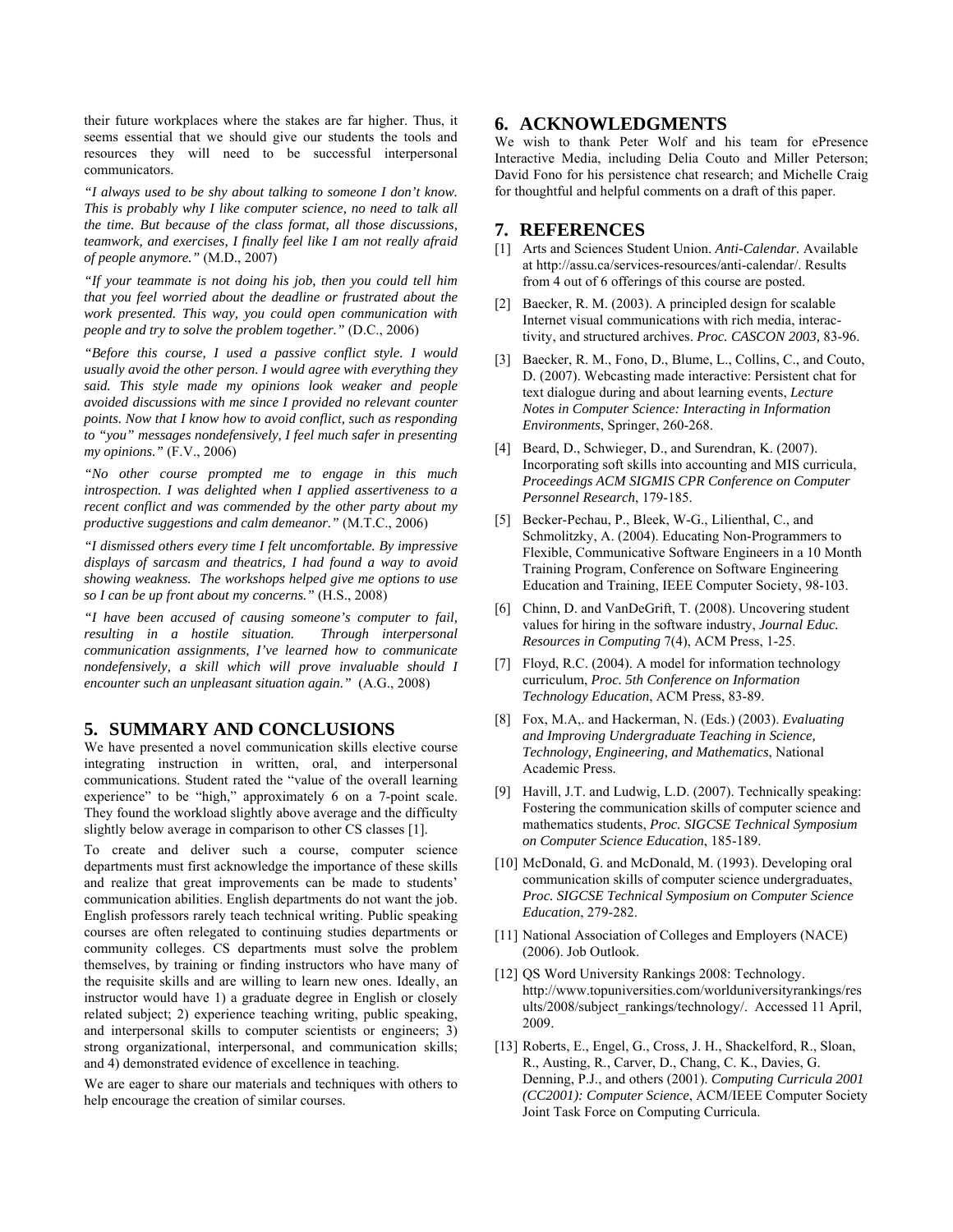their future workplaces where the stakes are far higher. Thus, it seems essential that we should give our students the tools and resources they will need to be successful interpersonal communicators.

*"I always used to be shy about talking to someone I don't know. This is probably why I like computer science, no need to talk all the time. But because of the class format, all those discussions, teamwork, and exercises, I finally feel like I am not really afraid of people anymore."* (M.D., 2007)

*"If your teammate is not doing his job, then you could tell him that you feel worried about the deadline or frustrated about the work presented. This way, you could open communication with people and try to solve the problem together."* (D.C., 2006)

*"Before this course, I used a passive conflict style. I would usually avoid the other person. I would agree with everything they said. This style made my opinions look weaker and people avoided discussions with me since I provided no relevant counter points. Now that I know how to avoid conflict, such as responding to "you" messages nondefensively, I feel much safer in presenting my opinions."* (F.V., 2006)

*"No other course prompted me to engage in this much introspection. I was delighted when I applied assertiveness to a recent conflict and was commended by the other party about my productive suggestions and calm demeanor."* (M.T.C., 2006)

*"I dismissed others every time I felt uncomfortable. By impressive displays of sarcasm and theatrics, I had found a way to avoid showing weakness. The workshops helped give me options to use so I can be up front about my concerns."* (H.S., 2008)

*"I have been accused of causing someone's computer to fail, resulting in a hostile situation. Through interpersonal communication assignments, I've learned how to communicate nondefensively, a skill which will prove invaluable should I encounter such an unpleasant situation again."* (A.G., 2008)

## 5. SUMMARY AND CONCLUSIONS

We have presented a novel communication skills elective course integrating instruction in written, oral, and interpersonal communications. Student rated the "value of the overall learning experience" to be "high," approximately 6 on a 7-point scale. They found the workload slightly above average and the difficulty slightly below average in comparison to other CS classes [1].

To create and deliver such a course, computer science departments must first acknowledge the importance of these skills and realize that great improvements can be made to students' communication abilities. English departments do not want the job. English professors rarely teach technical writing. Public speaking courses are often relegated to continuing studies departments or community colleges. CS departments must solve the problem themselves, by training or finding instructors who have many of the requisite skills and are willing to learn new ones. Ideally, an instructor would have 1) a graduate degree in English or closely related subject; 2) experience teaching writing, public speaking, and interpersonal skills to computer scientists or engineers; 3) strong organizational, interpersonal, and communication skills; and 4) demonstrated evidence of excellence in teaching.

We are eager to share our materials and techniques with others to help encourage the creation of similar courses.

## 6. ACKNOWLEDGMENTS

We wish to thank Peter Wolf and his team for ePresence Interactive Media, including Delia Couto and Miller Peterson; David Fono for his persistence chat research; and Michelle Craig for thoughtful and helpful comments on a draft of this paper.

## 7. REFERENCES

[1] Arts and Sciences Student Union. *Anti-Calendar.* Available at http://assu.ca/services-resources/anti-calendar/. Results from 4 out of 6 offerings of this course are posted.

[2] Baecker, R. M. (2003). A principled design for scalable Internet visual communications with rich media, interactivity, and structured archives. *Proc. CASCON 2003,* 83-96.

[3] Baecker, R. M., Fono, D., Blume, L., Collins, C., and Couto, D. (2007). Webcasting made interactive: Persistent chat for text dialogue during and about learning events, *Lecture Notes in Computer Science: Interacting in Information Environments*, Springer, 260-268.

[4] Beard, D., Schwieger, D., and Surendran, K. (2007). Incorporating soft skills into accounting and MIS curricula, *Proceedings ACM SIGMIS CPR Conference on Computer Personnel Research*, 179-185.

[5] Becker-Pechau, P., Bleek, W-G., Lilienthal, C., and Schmolitzky, A. (2004). Educating Non-Programmers to Flexible, Communicative Software Engineers in a 10 Month Training Program, Conference on Software Engineering Education and Training, IEEE Computer Society, 98-103.

[6] Chinn, D. and VanDeGrift, T. (2008). Uncovering student values for hiring in the software industry, *Journal Educ. Resources in Computing* 7(4), ACM Press, 1-25.

[7] Floyd, R.C. (2004). A model for information technology curriculum, *Proc. 5th Conference on Information Technology Education*, ACM Press, 83-89.

[8] Fox, M.A,. and Hackerman, N. (Eds.) (2003). *Evaluating and Improving Undergraduate Teaching in Science, Technology, Engineering, and Mathematics*, National Academic Press.

[9] Havill, J.T. and Ludwig, L.D. (2007). Technically speaking: Fostering the communication skills of computer science and mathematics students, *Proc. SIGCSE Technical Symposium on Computer Science Education*, 185-189.

[10] McDonald, G. and McDonald, M. (1993). Developing oral communication skills of computer science undergraduates, *Proc. SIGCSE Technical Symposium on Computer Science Education*, 279-282.

[11] National Association of Colleges and Employers (NACE) (2006). Job Outlook.

[12] QS Word University Rankings 2008: Technology. http://www.topuniversities.com/worlduniversityrankings/results/2008/subject_rankings/technology/. Accessed 11 April, 2009.

[13] Roberts, E., Engel, G., Cross, J. H., Shackelford, R., Sloan, R., Austing, R., Carver, D., Chang, C. K., Davies, G. Denning, P.J., and others (2001). *Computing Curricula 2001 (CC2001): Computer Science*, ACM/IEEE Computer Society Joint Task Force on Computing Curricula.